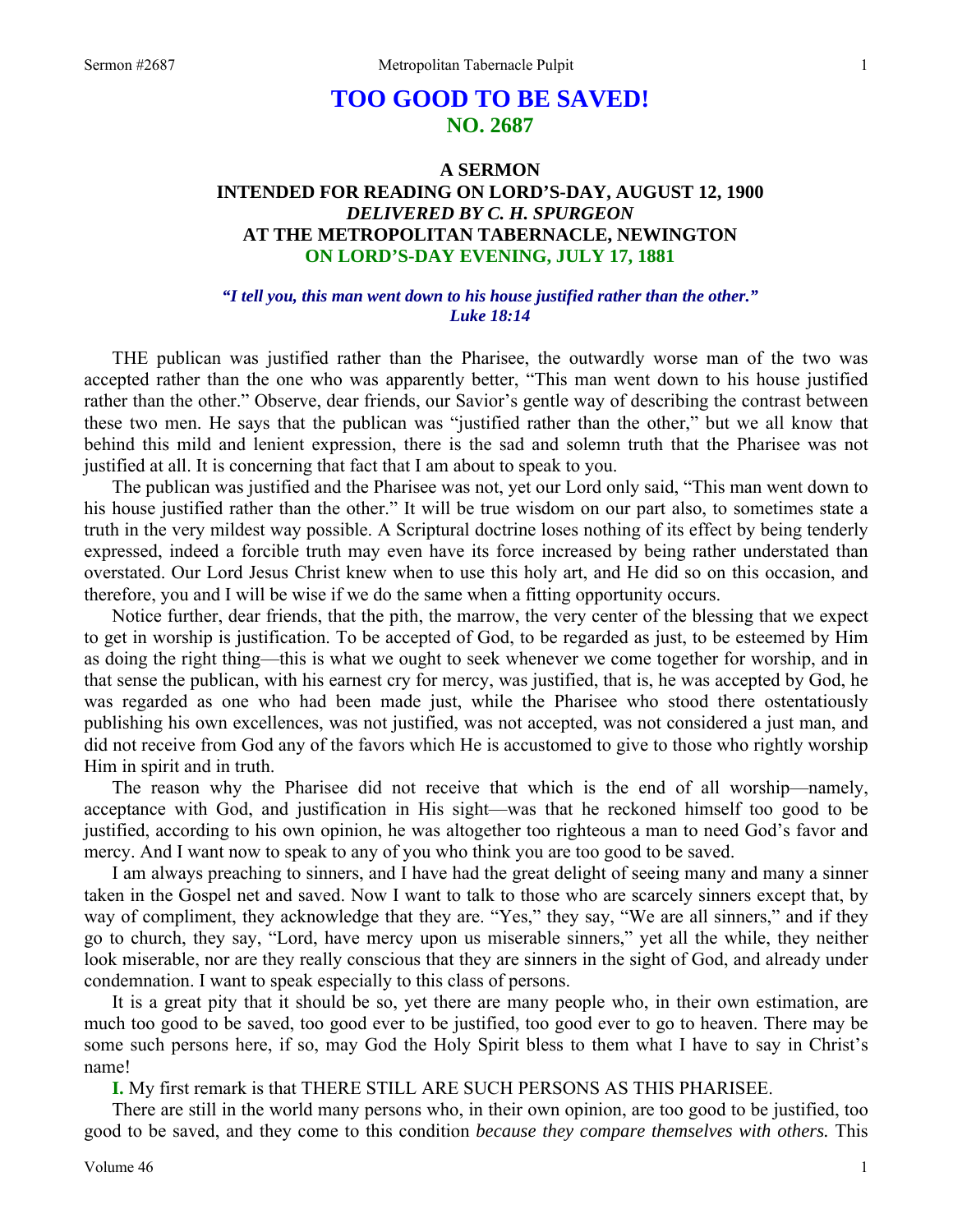# TOO GOOD TO BE SAVED!
## NO. 2687

### A SERMON
### INTENDED FOR READING ON LORD'S-DAY, AUGUST 12, 1900
### *DELIVERED BY C. H. SPURGEON*
### AT THE METROPOLITAN TABERNACLE, NEWINGTON
### ON LORD'S-DAY EVENING, JULY 17, 1881

***"I tell you, this man went down to his house justified rather than the other." Luke 18:14***

THE publican was justified rather than the Pharisee, the outwardly worse man of the two was accepted rather than the one who was apparently better, "This man went down to his house justified rather than the other." Observe, dear friends, our Savior's gentle way of describing the contrast between these two men. He says that the publican was "justified rather than the other," but we all know that behind this mild and lenient expression, there is the sad and solemn truth that the Pharisee was not justified at all. It is concerning that fact that I am about to speak to you.

The publican was justified and the Pharisee was not, yet our Lord only said, "This man went down to his house justified rather than the other." It will be true wisdom on our part also, to sometimes state a truth in the very mildest way possible. A Scriptural doctrine loses nothing of its effect by being tenderly expressed, indeed a forcible truth may even have its force increased by being rather understated than overstated. Our Lord Jesus Christ knew when to use this holy art, and He did so on this occasion, and therefore, you and I will be wise if we do the same when a fitting opportunity occurs.

Notice further, dear friends, that the pith, the marrow, the very center of the blessing that we expect to get in worship is justification. To be accepted of God, to be regarded as just, to be esteemed by Him as doing the right thing—this is what we ought to seek whenever we come together for worship, and in that sense the publican, with his earnest cry for mercy, was justified, that is, he was accepted by God, he was regarded as one who had been made just, while the Pharisee who stood there ostentatiously publishing his own excellences, was not justified, was not accepted, was not considered a just man, and did not receive from God any of the favors which He is accustomed to give to those who rightly worship Him in spirit and in truth.

The reason why the Pharisee did not receive that which is the end of all worship—namely, acceptance with God, and justification in His sight—was that he reckoned himself too good to be justified, according to his own opinion, he was altogether too righteous a man to need God's favor and mercy. And I want now to speak to any of you who think you are too good to be saved.

I am always preaching to sinners, and I have had the great delight of seeing many and many a sinner taken in the Gospel net and saved. Now I want to talk to those who are scarcely sinners except that, by way of compliment, they acknowledge that they are. "Yes," they say, "We are all sinners," and if they go to church, they say, "Lord, have mercy upon us miserable sinners," yet all the while, they neither look miserable, nor are they really conscious that they are sinners in the sight of God, and already under condemnation. I want to speak especially to this class of persons.

It is a great pity that it should be so, yet there are many people who, in their own estimation, are much too good to be saved, too good ever to be justified, too good ever to go to heaven. There may be some such persons here, if so, may God the Holy Spirit bless to them what I have to say in Christ's name!

**I.** My first remark is that THERE STILL ARE SUCH PERSONS AS THIS PHARISEE.

There are still in the world many persons who, in their own opinion, are too good to be justified, too good to be saved, and they come to this condition *because they compare themselves with others.* This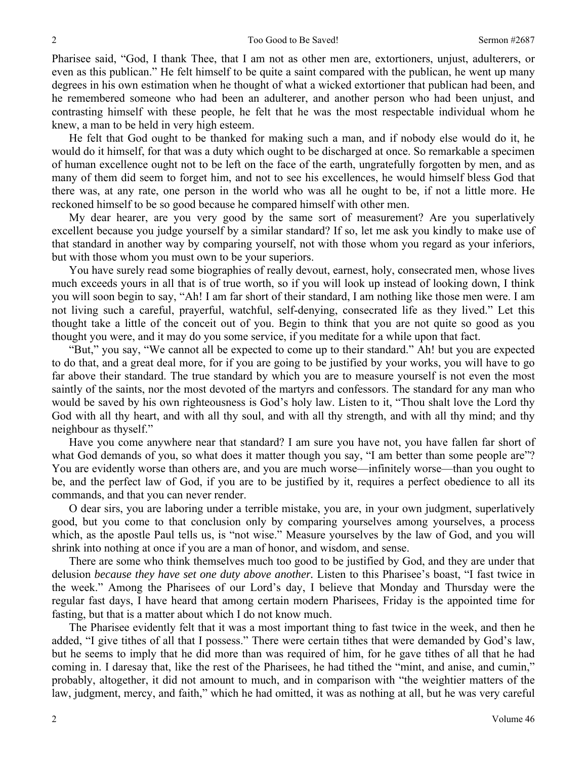Pharisee said, "God, I thank Thee, that I am not as other men are, extortioners, unjust, adulterers, or even as this publican." He felt himself to be quite a saint compared with the publican, he went up many degrees in his own estimation when he thought of what a wicked extortioner that publican had been, and he remembered someone who had been an adulterer, and another person who had been unjust, and contrasting himself with these people, he felt that he was the most respectable individual whom he knew, a man to be held in very high esteem.

He felt that God ought to be thanked for making such a man, and if nobody else would do it, he would do it himself, for that was a duty which ought to be discharged at once. So remarkable a specimen of human excellence ought not to be left on the face of the earth, ungratefully forgotten by men, and as many of them did seem to forget him, and not to see his excellences, he would himself bless God that there was, at any rate, one person in the world who was all he ought to be, if not a little more. He reckoned himself to be so good because he compared himself with other men.

My dear hearer, are you very good by the same sort of measurement? Are you superlatively excellent because you judge yourself by a similar standard? If so, let me ask you kindly to make use of that standard in another way by comparing yourself, not with those whom you regard as your inferiors, but with those whom you must own to be your superiors.

You have surely read some biographies of really devout, earnest, holy, consecrated men, whose lives much exceeds yours in all that is of true worth, so if you will look up instead of looking down, I think you will soon begin to say, "Ah! I am far short of their standard, I am nothing like those men were. I am not living such a careful, prayerful, watchful, self-denying, consecrated life as they lived." Let this thought take a little of the conceit out of you. Begin to think that you are not quite so good as you thought you were, and it may do you some service, if you meditate for a while upon that fact.

"But," you say, "We cannot all be expected to come up to their standard." Ah! but you are expected to do that, and a great deal more, for if you are going to be justified by your works, you will have to go far above their standard. The true standard by which you are to measure yourself is not even the most saintly of the saints, nor the most devoted of the martyrs and confessors. The standard for any man who would be saved by his own righteousness is God's holy law. Listen to it, "Thou shalt love the Lord thy God with all thy heart, and with all thy soul, and with all thy strength, and with all thy mind; and thy neighbour as thyself."

Have you come anywhere near that standard? I am sure you have not, you have fallen far short of what God demands of you, so what does it matter though you say, "I am better than some people are"? You are evidently worse than others are, and you are much worse—infinitely worse—than you ought to be, and the perfect law of God, if you are to be justified by it, requires a perfect obedience to all its commands, and that you can never render.

O dear sirs, you are laboring under a terrible mistake, you are, in your own judgment, superlatively good, but you come to that conclusion only by comparing yourselves among yourselves, a process which, as the apostle Paul tells us, is "not wise." Measure yourselves by the law of God, and you will shrink into nothing at once if you are a man of honor, and wisdom, and sense.

There are some who think themselves much too good to be justified by God, and they are under that delusion *because they have set one duty above another.* Listen to this Pharisee's boast, "I fast twice in the week." Among the Pharisees of our Lord's day, I believe that Monday and Thursday were the regular fast days, I have heard that among certain modern Pharisees, Friday is the appointed time for fasting, but that is a matter about which I do not know much.

The Pharisee evidently felt that it was a most important thing to fast twice in the week, and then he added, "I give tithes of all that I possess." There were certain tithes that were demanded by God's law, but he seems to imply that he did more than was required of him, for he gave tithes of all that he had coming in. I daresay that, like the rest of the Pharisees, he had tithed the "mint, and anise, and cumin," probably, altogether, it did not amount to much, and in comparison with "the weightier matters of the law, judgment, mercy, and faith," which he had omitted, it was as nothing at all, but he was very careful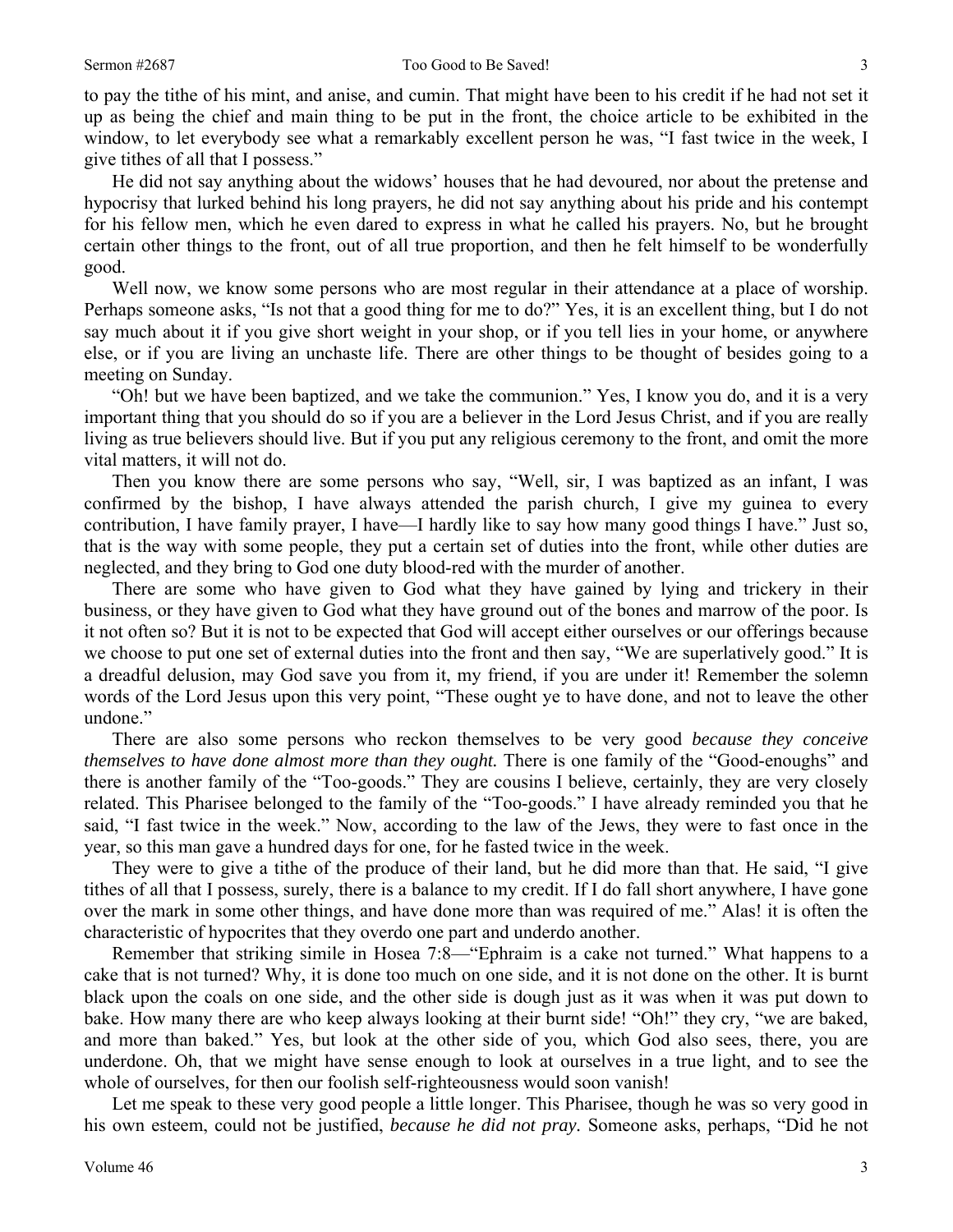to pay the tithe of his mint, and anise, and cumin. That might have been to his credit if he had not set it up as being the chief and main thing to be put in the front, the choice article to be exhibited in the window, to let everybody see what a remarkably excellent person he was, "I fast twice in the week, I give tithes of all that I possess."

He did not say anything about the widows' houses that he had devoured, nor about the pretense and hypocrisy that lurked behind his long prayers, he did not say anything about his pride and his contempt for his fellow men, which he even dared to express in what he called his prayers. No, but he brought certain other things to the front, out of all true proportion, and then he felt himself to be wonderfully good.

Well now, we know some persons who are most regular in their attendance at a place of worship. Perhaps someone asks, "Is not that a good thing for me to do?" Yes, it is an excellent thing, but I do not say much about it if you give short weight in your shop, or if you tell lies in your home, or anywhere else, or if you are living an unchaste life. There are other things to be thought of besides going to a meeting on Sunday.

"Oh! but we have been baptized, and we take the communion." Yes, I know you do, and it is a very important thing that you should do so if you are a believer in the Lord Jesus Christ, and if you are really living as true believers should live. But if you put any religious ceremony to the front, and omit the more vital matters, it will not do.

Then you know there are some persons who say, "Well, sir, I was baptized as an infant, I was confirmed by the bishop, I have always attended the parish church, I give my guinea to every contribution, I have family prayer, I have—I hardly like to say how many good things I have." Just so, that is the way with some people, they put a certain set of duties into the front, while other duties are neglected, and they bring to God one duty blood-red with the murder of another.

There are some who have given to God what they have gained by lying and trickery in their business, or they have given to God what they have ground out of the bones and marrow of the poor. Is it not often so? But it is not to be expected that God will accept either ourselves or our offerings because we choose to put one set of external duties into the front and then say, "We are superlatively good." It is a dreadful delusion, may God save you from it, my friend, if you are under it! Remember the solemn words of the Lord Jesus upon this very point, "These ought ye to have done, and not to leave the other undone."

There are also some persons who reckon themselves to be very good *because they conceive themselves to have done almost more than they ought.* There is one family of the "Good-enoughs" and there is another family of the "Too-goods." They are cousins I believe, certainly, they are very closely related. This Pharisee belonged to the family of the "Too-goods." I have already reminded you that he said, "I fast twice in the week." Now, according to the law of the Jews, they were to fast once in the year, so this man gave a hundred days for one, for he fasted twice in the week.

They were to give a tithe of the produce of their land, but he did more than that. He said, "I give tithes of all that I possess, surely, there is a balance to my credit. If I do fall short anywhere, I have gone over the mark in some other things, and have done more than was required of me." Alas! it is often the characteristic of hypocrites that they overdo one part and underdo another.

Remember that striking simile in Hosea 7:8—"Ephraim is a cake not turned." What happens to a cake that is not turned? Why, it is done too much on one side, and it is not done on the other. It is burnt black upon the coals on one side, and the other side is dough just as it was when it was put down to bake. How many there are who keep always looking at their burnt side! "Oh!" they cry, "we are baked, and more than baked." Yes, but look at the other side of you, which God also sees, there, you are underdone. Oh, that we might have sense enough to look at ourselves in a true light, and to see the whole of ourselves, for then our foolish self-righteousness would soon vanish!

Let me speak to these very good people a little longer. This Pharisee, though he was so very good in his own esteem, could not be justified, *because he did not pray.* Someone asks, perhaps, "Did he not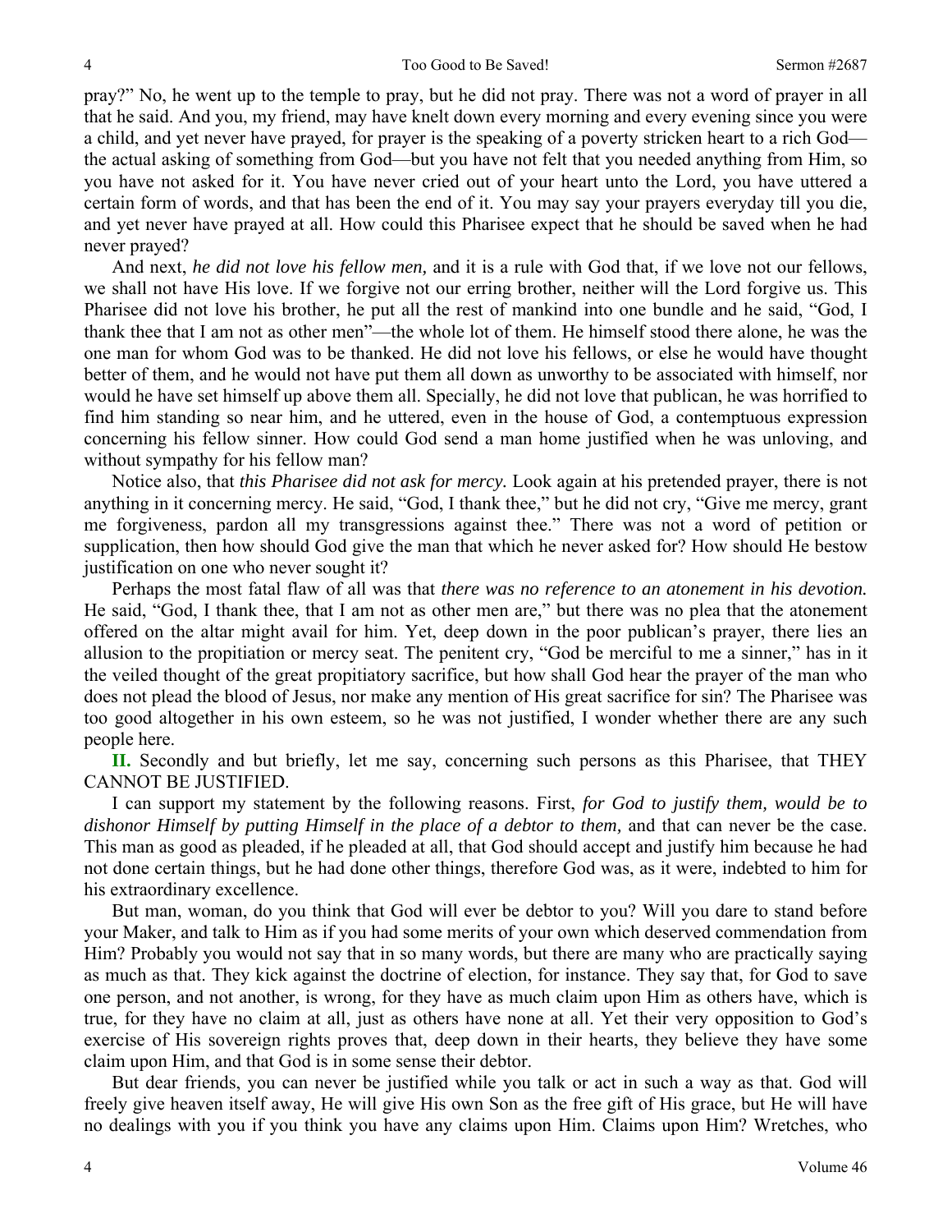pray?" No, he went up to the temple to pray, but he did not pray. There was not a word of prayer in all that he said. And you, my friend, may have knelt down every morning and every evening since you were a child, and yet never have prayed, for prayer is the speaking of a poverty stricken heart to a rich God—the actual asking of something from God—but you have not felt that you needed anything from Him, so you have not asked for it. You have never cried out of your heart unto the Lord, you have uttered a certain form of words, and that has been the end of it. You may say your prayers everyday till you die, and yet never have prayed at all. How could this Pharisee expect that he should be saved when he had never prayed?

And next, *he did not love his fellow men,* and it is a rule with God that, if we love not our fellows, we shall not have His love. If we forgive not our erring brother, neither will the Lord forgive us. This Pharisee did not love his brother, he put all the rest of mankind into one bundle and he said, "God, I thank thee that I am not as other men"—the whole lot of them. He himself stood there alone, he was the one man for whom God was to be thanked. He did not love his fellows, or else he would have thought better of them, and he would not have put them all down as unworthy to be associated with himself, nor would he have set himself up above them all. Specially, he did not love that publican, he was horrified to find him standing so near him, and he uttered, even in the house of God, a contemptuous expression concerning his fellow sinner. How could God send a man home justified when he was unloving, and without sympathy for his fellow man?

Notice also, that *this Pharisee did not ask for mercy.* Look again at his pretended prayer, there is not anything in it concerning mercy. He said, "God, I thank thee," but he did not cry, "Give me mercy, grant me forgiveness, pardon all my transgressions against thee." There was not a word of petition or supplication, then how should God give the man that which he never asked for? How should He bestow justification on one who never sought it?

Perhaps the most fatal flaw of all was that *there was no reference to an atonement in his devotion.* He said, "God, I thank thee, that I am not as other men are," but there was no plea that the atonement offered on the altar might avail for him. Yet, deep down in the poor publican's prayer, there lies an allusion to the propitiation or mercy seat. The penitent cry, "God be merciful to me a sinner," has in it the veiled thought of the great propitiatory sacrifice, but how shall God hear the prayer of the man who does not plead the blood of Jesus, nor make any mention of His great sacrifice for sin? The Pharisee was too good altogether in his own esteem, so he was not justified, I wonder whether there are any such people here.

**II.** Secondly and but briefly, let me say, concerning such persons as this Pharisee, that THEY CANNOT BE JUSTIFIED.

I can support my statement by the following reasons. First, *for God to justify them, would be to dishonor Himself by putting Himself in the place of a debtor to them,* and that can never be the case. This man as good as pleaded, if he pleaded at all, that God should accept and justify him because he had not done certain things, but he had done other things, therefore God was, as it were, indebted to him for his extraordinary excellence.

But man, woman, do you think that God will ever be debtor to you? Will you dare to stand before your Maker, and talk to Him as if you had some merits of your own which deserved commendation from Him? Probably you would not say that in so many words, but there are many who are practically saying as much as that. They kick against the doctrine of election, for instance. They say that, for God to save one person, and not another, is wrong, for they have as much claim upon Him as others have, which is true, for they have no claim at all, just as others have none at all. Yet their very opposition to God's exercise of His sovereign rights proves that, deep down in their hearts, they believe they have some claim upon Him, and that God is in some sense their debtor.

But dear friends, you can never be justified while you talk or act in such a way as that. God will freely give heaven itself away, He will give His own Son as the free gift of His grace, but He will have no dealings with you if you think you have any claims upon Him. Claims upon Him? Wretches, who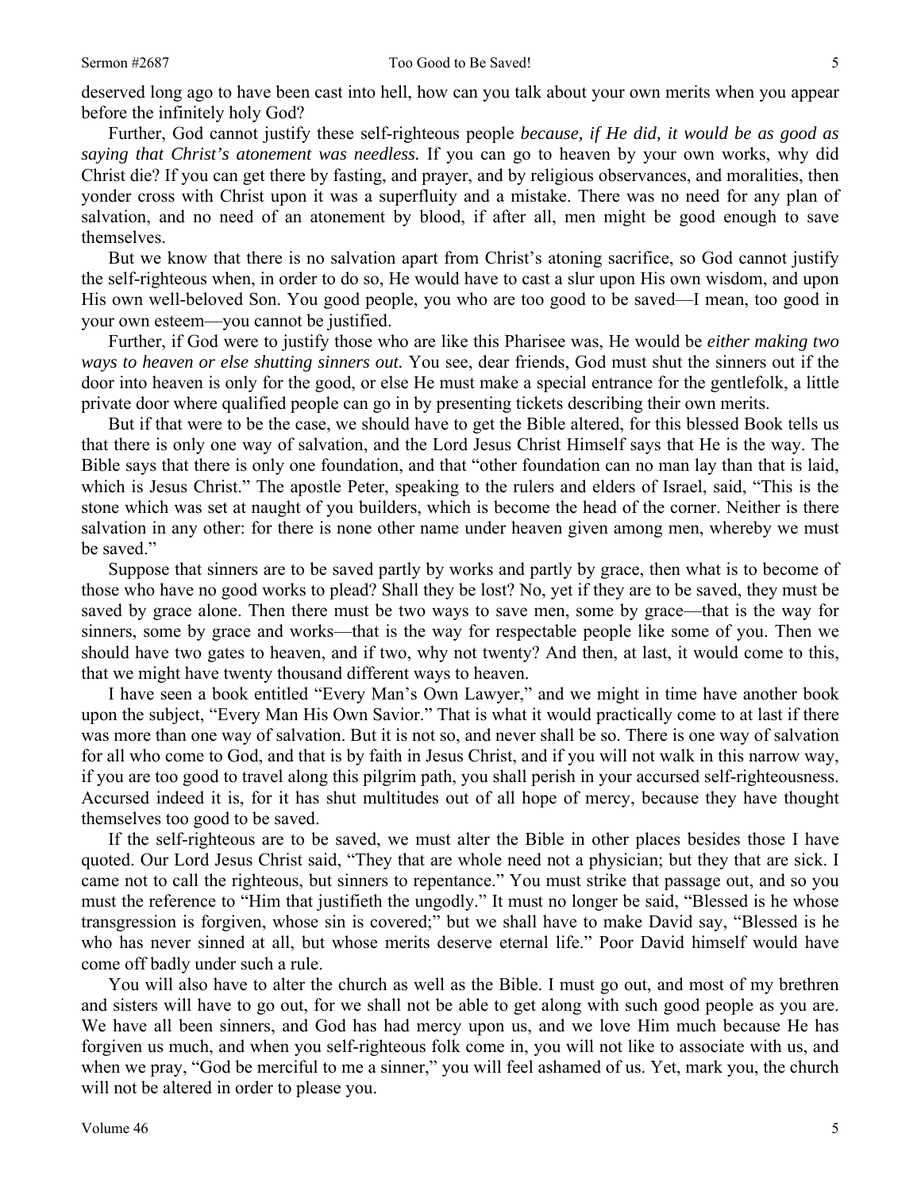deserved long ago to have been cast into hell, how can you talk about your own merits when you appear before the infinitely holy God?

Further, God cannot justify these self-righteous people *because, if He did, it would be as good as saying that Christ's atonement was needless.* If you can go to heaven by your own works, why did Christ die? If you can get there by fasting, and prayer, and by religious observances, and moralities, then yonder cross with Christ upon it was a superfluity and a mistake. There was no need for any plan of salvation, and no need of an atonement by blood, if after all, men might be good enough to save themselves.

But we know that there is no salvation apart from Christ's atoning sacrifice, so God cannot justify the self-righteous when, in order to do so, He would have to cast a slur upon His own wisdom, and upon His own well-beloved Son. You good people, you who are too good to be saved—I mean, too good in your own esteem—you cannot be justified.

Further, if God were to justify those who are like this Pharisee was, He would be *either making two ways to heaven or else shutting sinners out.* You see, dear friends, God must shut the sinners out if the door into heaven is only for the good, or else He must make a special entrance for the gentlefolk, a little private door where qualified people can go in by presenting tickets describing their own merits.

But if that were to be the case, we should have to get the Bible altered, for this blessed Book tells us that there is only one way of salvation, and the Lord Jesus Christ Himself says that He is the way. The Bible says that there is only one foundation, and that "other foundation can no man lay than that is laid, which is Jesus Christ." The apostle Peter, speaking to the rulers and elders of Israel, said, "This is the stone which was set at naught of you builders, which is become the head of the corner. Neither is there salvation in any other: for there is none other name under heaven given among men, whereby we must be saved."

Suppose that sinners are to be saved partly by works and partly by grace, then what is to become of those who have no good works to plead? Shall they be lost? No, yet if they are to be saved, they must be saved by grace alone. Then there must be two ways to save men, some by grace—that is the way for sinners, some by grace and works—that is the way for respectable people like some of you. Then we should have two gates to heaven, and if two, why not twenty? And then, at last, it would come to this, that we might have twenty thousand different ways to heaven.

I have seen a book entitled "Every Man's Own Lawyer," and we might in time have another book upon the subject, "Every Man His Own Savior." That is what it would practically come to at last if there was more than one way of salvation. But it is not so, and never shall be so. There is one way of salvation for all who come to God, and that is by faith in Jesus Christ, and if you will not walk in this narrow way, if you are too good to travel along this pilgrim path, you shall perish in your accursed self-righteousness. Accursed indeed it is, for it has shut multitudes out of all hope of mercy, because they have thought themselves too good to be saved.

If the self-righteous are to be saved, we must alter the Bible in other places besides those I have quoted. Our Lord Jesus Christ said, "They that are whole need not a physician; but they that are sick. I came not to call the righteous, but sinners to repentance." You must strike that passage out, and so you must the reference to "Him that justifieth the ungodly." It must no longer be said, "Blessed is he whose transgression is forgiven, whose sin is covered;" but we shall have to make David say, "Blessed is he who has never sinned at all, but whose merits deserve eternal life." Poor David himself would have come off badly under such a rule.

You will also have to alter the church as well as the Bible. I must go out, and most of my brethren and sisters will have to go out, for we shall not be able to get along with such good people as you are. We have all been sinners, and God has had mercy upon us, and we love Him much because He has forgiven us much, and when you self-righteous folk come in, you will not like to associate with us, and when we pray, "God be merciful to me a sinner," you will feel ashamed of us. Yet, mark you, the church will not be altered in order to please you.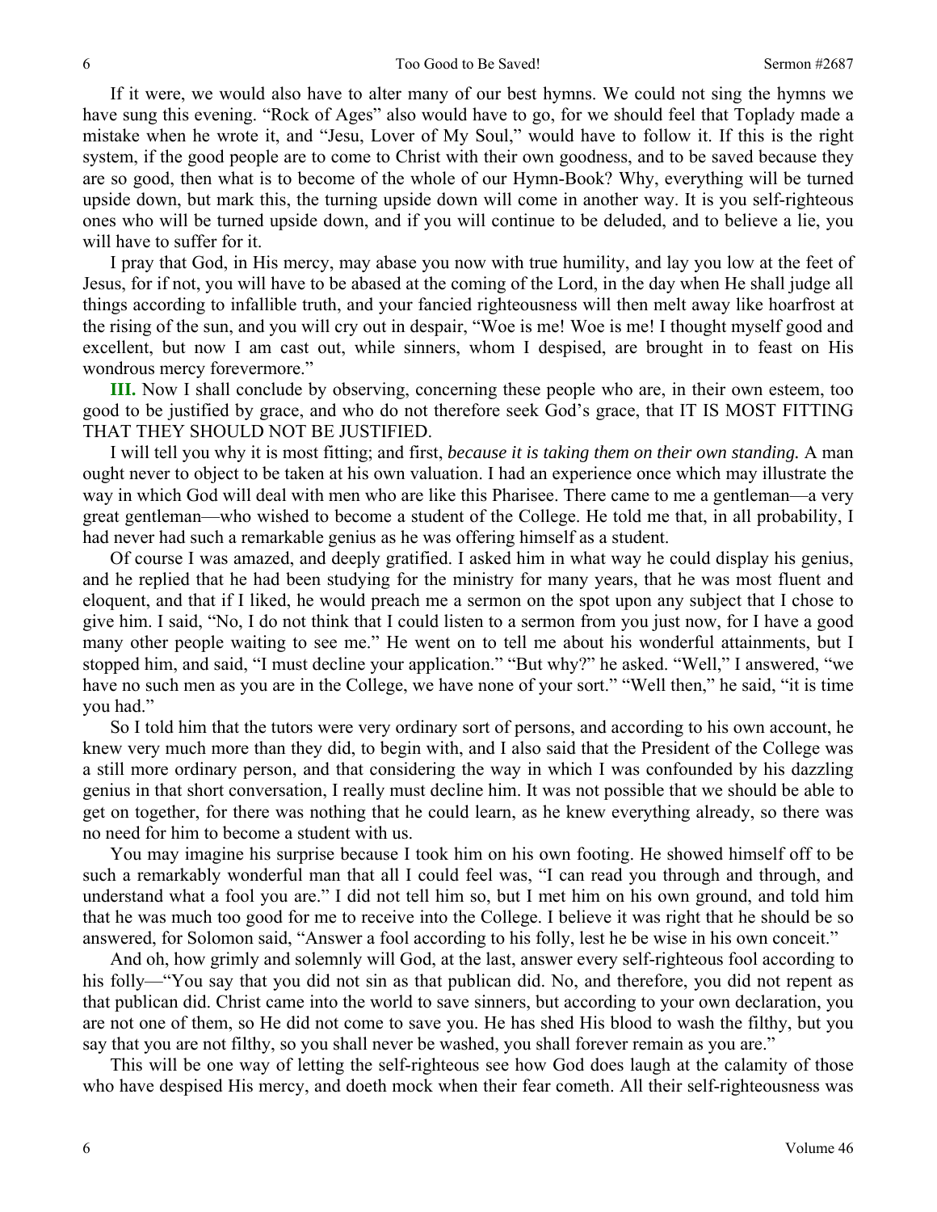If it were, we would also have to alter many of our best hymns. We could not sing the hymns we have sung this evening. "Rock of Ages" also would have to go, for we should feel that Toplady made a mistake when he wrote it, and "Jesu, Lover of My Soul," would have to follow it. If this is the right system, if the good people are to come to Christ with their own goodness, and to be saved because they are so good, then what is to become of the whole of our Hymn-Book? Why, everything will be turned upside down, but mark this, the turning upside down will come in another way. It is you self-righteous ones who will be turned upside down, and if you will continue to be deluded, and to believe a lie, you will have to suffer for it.

I pray that God, in His mercy, may abase you now with true humility, and lay you low at the feet of Jesus, for if not, you will have to be abased at the coming of the Lord, in the day when He shall judge all things according to infallible truth, and your fancied righteousness will then melt away like hoarfrost at the rising of the sun, and you will cry out in despair, "Woe is me! Woe is me! I thought myself good and excellent, but now I am cast out, while sinners, whom I despised, are brought in to feast on His wondrous mercy forevermore."

**III.** Now I shall conclude by observing, concerning these people who are, in their own esteem, too good to be justified by grace, and who do not therefore seek God's grace, that IT IS MOST FITTING THAT THEY SHOULD NOT BE JUSTIFIED.

I will tell you why it is most fitting; and first, *because it is taking them on their own standing.* A man ought never to object to be taken at his own valuation. I had an experience once which may illustrate the way in which God will deal with men who are like this Pharisee. There came to me a gentleman—a very great gentleman—who wished to become a student of the College. He told me that, in all probability, I had never had such a remarkable genius as he was offering himself as a student.

Of course I was amazed, and deeply gratified. I asked him in what way he could display his genius, and he replied that he had been studying for the ministry for many years, that he was most fluent and eloquent, and that if I liked, he would preach me a sermon on the spot upon any subject that I chose to give him. I said, "No, I do not think that I could listen to a sermon from you just now, for I have a good many other people waiting to see me." He went on to tell me about his wonderful attainments, but I stopped him, and said, "I must decline your application." "But why?" he asked. "Well," I answered, "we have no such men as you are in the College, we have none of your sort." "Well then," he said, "it is time you had."

So I told him that the tutors were very ordinary sort of persons, and according to his own account, he knew very much more than they did, to begin with, and I also said that the President of the College was a still more ordinary person, and that considering the way in which I was confounded by his dazzling genius in that short conversation, I really must decline him. It was not possible that we should be able to get on together, for there was nothing that he could learn, as he knew everything already, so there was no need for him to become a student with us.

You may imagine his surprise because I took him on his own footing. He showed himself off to be such a remarkably wonderful man that all I could feel was, "I can read you through and through, and understand what a fool you are." I did not tell him so, but I met him on his own ground, and told him that he was much too good for me to receive into the College. I believe it was right that he should be so answered, for Solomon said, "Answer a fool according to his folly, lest he be wise in his own conceit."

And oh, how grimly and solemnly will God, at the last, answer every self-righteous fool according to his folly—"You say that you did not sin as that publican did. No, and therefore, you did not repent as that publican did. Christ came into the world to save sinners, but according to your own declaration, you are not one of them, so He did not come to save you. He has shed His blood to wash the filthy, but you say that you are not filthy, so you shall never be washed, you shall forever remain as you are."

This will be one way of letting the self-righteous see how God does laugh at the calamity of those who have despised His mercy, and doeth mock when their fear cometh. All their self-righteousness was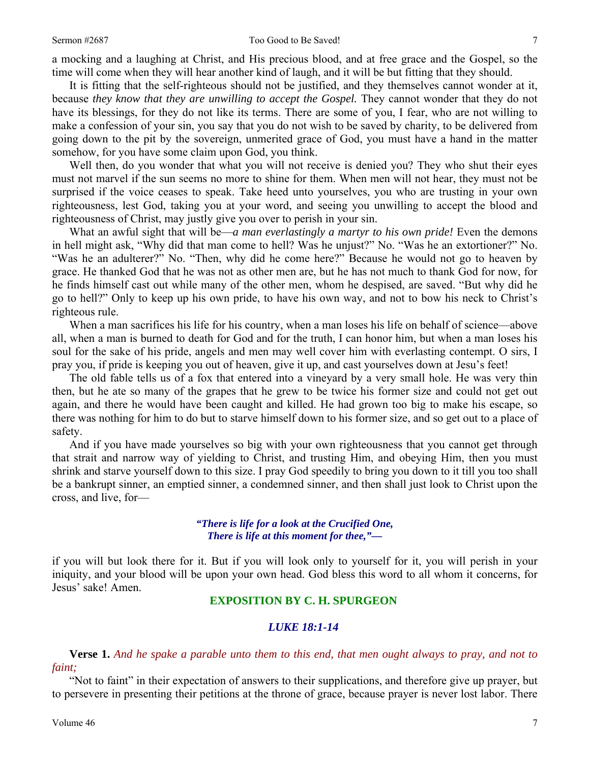a mocking and a laughing at Christ, and His precious blood, and at free grace and the Gospel, so the time will come when they will hear another kind of laugh, and it will be but fitting that they should.

It is fitting that the self-righteous should not be justified, and they themselves cannot wonder at it, because *they know that they are unwilling to accept the Gospel.* They cannot wonder that they do not have its blessings, for they do not like its terms. There are some of you, I fear, who are not willing to make a confession of your sin, you say that you do not wish to be saved by charity, to be delivered from going down to the pit by the sovereign, unmerited grace of God, you must have a hand in the matter somehow, for you have some claim upon God, you think.

Well then, do you wonder that what you will not receive is denied you? They who shut their eyes must not marvel if the sun seems no more to shine for them. When men will not hear, they must not be surprised if the voice ceases to speak. Take heed unto yourselves, you who are trusting in your own righteousness, lest God, taking you at your word, and seeing you unwilling to accept the blood and righteousness of Christ, may justly give you over to perish in your sin.

What an awful sight that will be—*a man everlastingly a martyr to his own pride!* Even the demons in hell might ask, "Why did that man come to hell? Was he unjust?" No. "Was he an extortioner?" No. "Was he an adulterer?" No. "Then, why did he come here?" Because he would not go to heaven by grace. He thanked God that he was not as other men are, but he has not much to thank God for now, for he finds himself cast out while many of the other men, whom he despised, are saved. "But why did he go to hell?" Only to keep up his own pride, to have his own way, and not to bow his neck to Christ's righteous rule.

When a man sacrifices his life for his country, when a man loses his life on behalf of science—above all, when a man is burned to death for God and for the truth, I can honor him, but when a man loses his soul for the sake of his pride, angels and men may well cover him with everlasting contempt. O sirs, I pray you, if pride is keeping you out of heaven, give it up, and cast yourselves down at Jesu's feet!

The old fable tells us of a fox that entered into a vineyard by a very small hole. He was very thin then, but he ate so many of the grapes that he grew to be twice his former size and could not get out again, and there he would have been caught and killed. He had grown too big to make his escape, so there was nothing for him to do but to starve himself down to his former size, and so get out to a place of safety.

And if you have made yourselves so big with your own righteousness that you cannot get through that strait and narrow way of yielding to Christ, and trusting Him, and obeying Him, then you must shrink and starve yourself down to this size. I pray God speedily to bring you down to it till you too shall be a bankrupt sinner, an emptied sinner, a condemned sinner, and then shall just look to Christ upon the cross, and live, for—

> ***"There is life for a look at the Crucified One,***
> ***There is life at this moment for thee,"—***

if you will but look there for it. But if you will look only to yourself for it, you will perish in your iniquity, and your blood will be upon your own head. God bless this word to all whom it concerns, for Jesus' sake! Amen.

## EXPOSITION BY C. H. SPURGEON

### *LUKE 18:1-14*

**Verse 1.** *And he spake a parable unto them to this end, that men ought always to pray, and not to faint;*

"Not to faint" in their expectation of answers to their supplications, and therefore give up prayer, but to persevere in presenting their petitions at the throne of grace, because prayer is never lost labor. There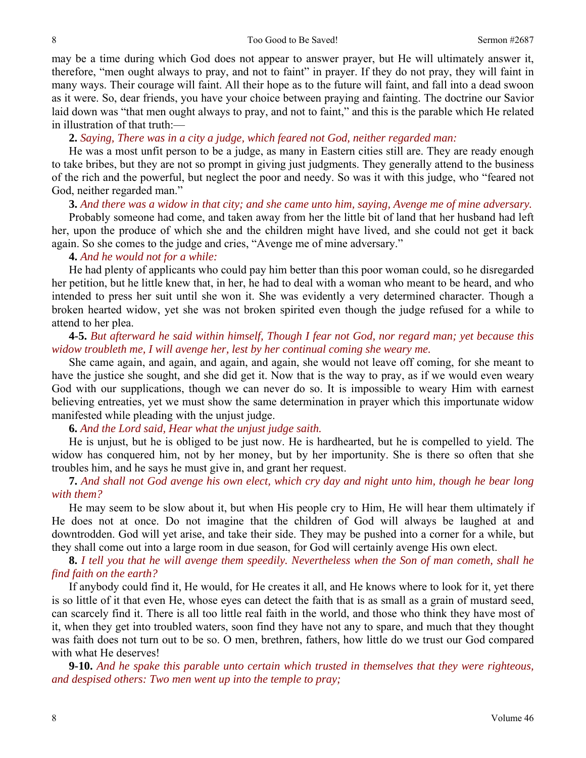may be a time during which God does not appear to answer prayer, but He will ultimately answer it, therefore, "men ought always to pray, and not to faint" in prayer. If they do not pray, they will faint in many ways. Their courage will faint. All their hope as to the future will faint, and fall into a dead swoon as it were. So, dear friends, you have your choice between praying and fainting. The doctrine our Savior laid down was "that men ought always to pray, and not to faint," and this is the parable which He related in illustration of that truth:—

**2.** *Saying, There was in a city a judge, which feared not God, neither regarded man:*

He was a most unfit person to be a judge, as many in Eastern cities still are. They are ready enough to take bribes, but they are not so prompt in giving just judgments. They generally attend to the business of the rich and the powerful, but neglect the poor and needy. So was it with this judge, who "feared not God, neither regarded man."

**3.** *And there was a widow in that city; and she came unto him, saying, Avenge me of mine adversary.*

Probably someone had come, and taken away from her the little bit of land that her husband had left her, upon the produce of which she and the children might have lived, and she could not get it back again. So she comes to the judge and cries, "Avenge me of mine adversary."

**4.** *And he would not for a while:*

He had plenty of applicants who could pay him better than this poor woman could, so he disregarded her petition, but he little knew that, in her, he had to deal with a woman who meant to be heard, and who intended to press her suit until she won it. She was evidently a very determined character. Though a broken hearted widow, yet she was not broken spirited even though the judge refused for a while to attend to her plea.

**4-5.** *But afterward he said within himself, Though I fear not God, nor regard man; yet because this widow troubleth me, I will avenge her, lest by her continual coming she weary me.*

She came again, and again, and again, and again, she would not leave off coming, for she meant to have the justice she sought, and she did get it. Now that is the way to pray, as if we would even weary God with our supplications, though we can never do so. It is impossible to weary Him with earnest believing entreaties, yet we must show the same determination in prayer which this importunate widow manifested while pleading with the unjust judge.

**6.** *And the Lord said, Hear what the unjust judge saith.*

He is unjust, but he is obliged to be just now. He is hardhearted, but he is compelled to yield. The widow has conquered him, not by her money, but by her importunity. She is there so often that she troubles him, and he says he must give in, and grant her request.

**7.** *And shall not God avenge his own elect, which cry day and night unto him, though he bear long with them?*

He may seem to be slow about it, but when His people cry to Him, He will hear them ultimately if He does not at once. Do not imagine that the children of God will always be laughed at and downtrodden. God will yet arise, and take their side. They may be pushed into a corner for a while, but they shall come out into a large room in due season, for God will certainly avenge His own elect.

**8.** *I tell you that he will avenge them speedily. Nevertheless when the Son of man cometh, shall he find faith on the earth?*

If anybody could find it, He would, for He creates it all, and He knows where to look for it, yet there is so little of it that even He, whose eyes can detect the faith that is as small as a grain of mustard seed, can scarcely find it. There is all too little real faith in the world, and those who think they have most of it, when they get into troubled waters, soon find they have not any to spare, and much that they thought was faith does not turn out to be so. O men, brethren, fathers, how little do we trust our God compared with what He deserves!

**9-10.** *And he spake this parable unto certain which trusted in themselves that they were righteous, and despised others: Two men went up into the temple to pray;*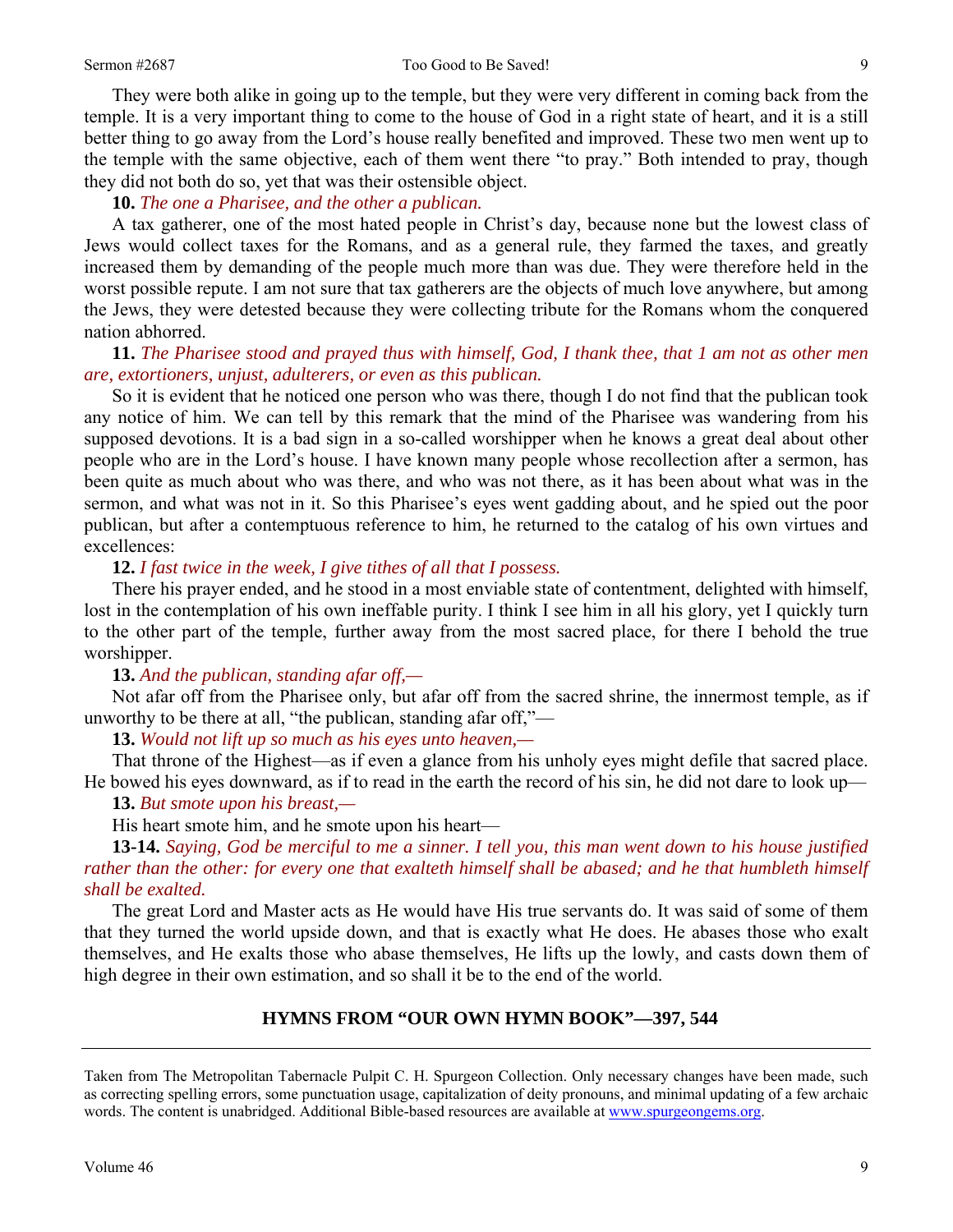They were both alike in going up to the temple, but they were very different in coming back from the temple. It is a very important thing to come to the house of God in a right state of heart, and it is a still better thing to go away from the Lord's house really benefited and improved. These two men went up to the temple with the same objective, each of them went there "to pray." Both intended to pray, though they did not both do so, yet that was their ostensible object.

**10.** *The one a Pharisee, and the other a publican.*

A tax gatherer, one of the most hated people in Christ's day, because none but the lowest class of Jews would collect taxes for the Romans, and as a general rule, they farmed the taxes, and greatly increased them by demanding of the people much more than was due. They were therefore held in the worst possible repute. I am not sure that tax gatherers are the objects of much love anywhere, but among the Jews, they were detested because they were collecting tribute for the Romans whom the conquered nation abhorred.

**11.** *The Pharisee stood and prayed thus with himself, God, I thank thee, that 1 am not as other men are, extortioners, unjust, adulterers, or even as this publican.*

So it is evident that he noticed one person who was there, though I do not find that the publican took any notice of him. We can tell by this remark that the mind of the Pharisee was wandering from his supposed devotions. It is a bad sign in a so-called worshipper when he knows a great deal about other people who are in the Lord's house. I have known many people whose recollection after a sermon, has been quite as much about who was there, and who was not there, as it has been about what was in the sermon, and what was not in it. So this Pharisee's eyes went gadding about, and he spied out the poor publican, but after a contemptuous reference to him, he returned to the catalog of his own virtues and excellences:

**12.** *I fast twice in the week, I give tithes of all that I possess.*

There his prayer ended, and he stood in a most enviable state of contentment, delighted with himself, lost in the contemplation of his own ineffable purity. I think I see him in all his glory, yet I quickly turn to the other part of the temple, further away from the most sacred place, for there I behold the true worshipper.

**13.** *And the publican, standing afar off,—*

Not afar off from the Pharisee only, but afar off from the sacred shrine, the innermost temple, as if unworthy to be there at all, "the publican, standing afar off,"—

**13.** *Would not lift up so much as his eyes unto heaven,—*

That throne of the Highest—as if even a glance from his unholy eyes might defile that sacred place. He bowed his eyes downward, as if to read in the earth the record of his sin, he did not dare to look up—

**13.** *But smote upon his breast,—*

His heart smote him, and he smote upon his heart—

**13-14.** *Saying, God be merciful to me a sinner. I tell you, this man went down to his house justified rather than the other: for every one that exalteth himself shall be abased; and he that humbleth himself shall be exalted.*

The great Lord and Master acts as He would have His true servants do. It was said of some of them that they turned the world upside down, and that is exactly what He does. He abases those who exalt themselves, and He exalts those who abase themselves, He lifts up the lowly, and casts down them of high degree in their own estimation, and so shall it be to the end of the world.

## HYMNS FROM "OUR OWN HYMN BOOK"—397, 544

---

Taken from The Metropolitan Tabernacle Pulpit C. H. Spurgeon Collection. Only necessary changes have been made, such as correcting spelling errors, some punctuation usage, capitalization of deity pronouns, and minimal updating of a few archaic words. The content is unabridged. Additional Bible-based resources are available at www.spurgeongems.org.